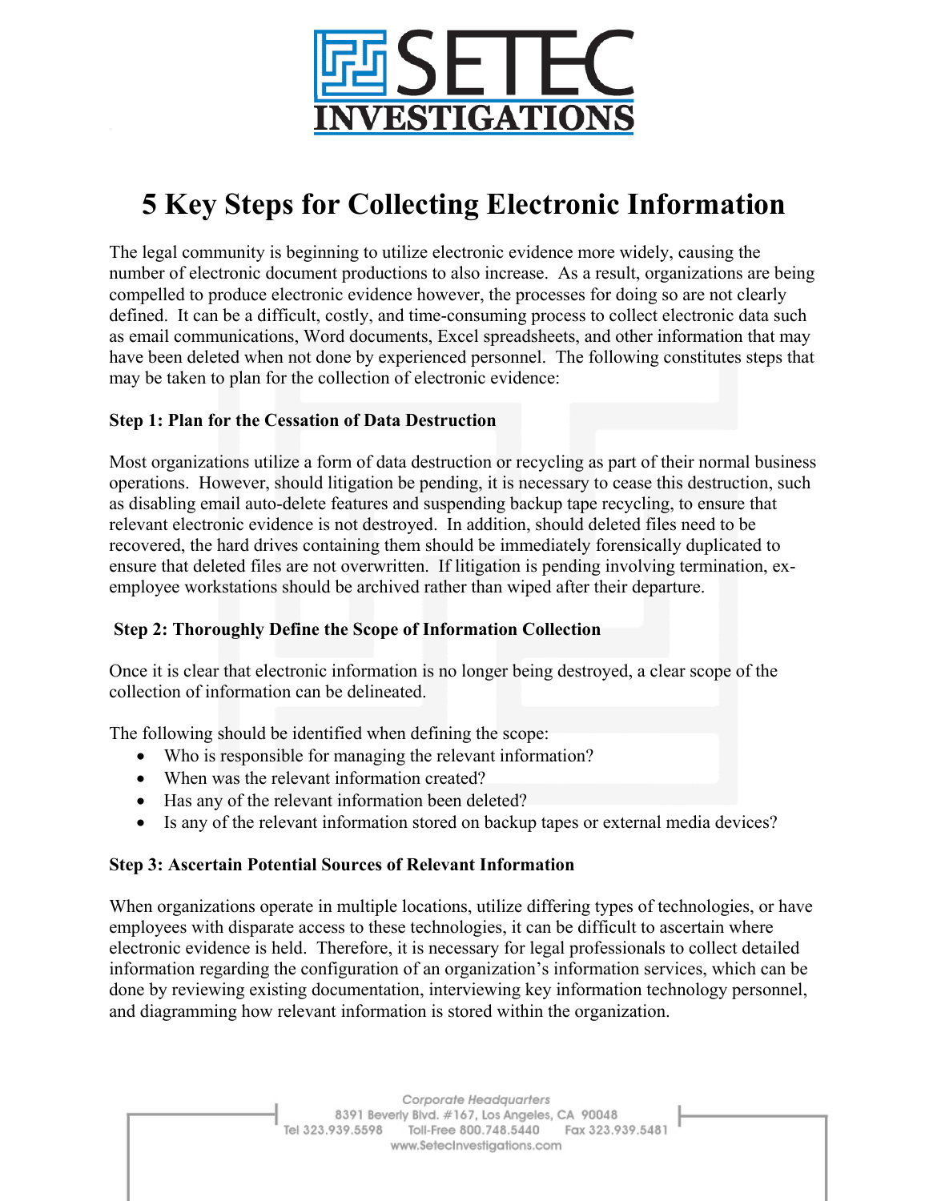# 5 Key Steps for Collecting Electronic Information

The legal community is beginning to utilize electronic evidence more widely, causing the number of electronic document productions to also increase. As a result, organizations are being compelled to produce electronic evidence however, the processes for doing so are not clearly defined. It can be a difficult, costly, and time-consuming process to collect electronic data such as email communications, Word documents, Excel spreadsheets, and other information that may have been deleted when not done by experienced personnel. The following constitutes steps that may be taken to plan for the collection of electronic evidence:

**Step 1: Plan for the Cessation of Data Destruction**

Most organizations utilize a form of data destruction or recycling as part of their normal business operations. However, should litigation be pending, it is necessary to cease this destruction, such as disabling email auto-delete features and suspending backup tape recycling, to ensure that relevant electronic evidence is not destroyed. In addition, should deleted files need to be recovered, the hard drives containing them should be immediately forensically duplicated to ensure that deleted files are not overwritten. If litigation is pending involving termination, ex-employee workstations should be archived rather than wiped after their departure.

**Step 2: Thoroughly Define the Scope of Information Collection**

Once it is clear that electronic information is no longer being destroyed, a clear scope of the collection of information can be delineated.

The following should be identified when defining the scope:

- Who is responsible for managing the relevant information?
- When was the relevant information created?
- Has any of the relevant information been deleted?
- Is any of the relevant information stored on backup tapes or external media devices?

**Step 3: Ascertain Potential Sources of Relevant Information**

When organizations operate in multiple locations, utilize differing types of technologies, or have employees with disparate access to these technologies, it can be difficult to ascertain where electronic evidence is held. Therefore, it is necessary for legal professionals to collect detailed information regarding the configuration of an organization's information services, which can be done by reviewing existing documentation, interviewing key information technology personnel, and diagramming how relevant information is stored within the organization.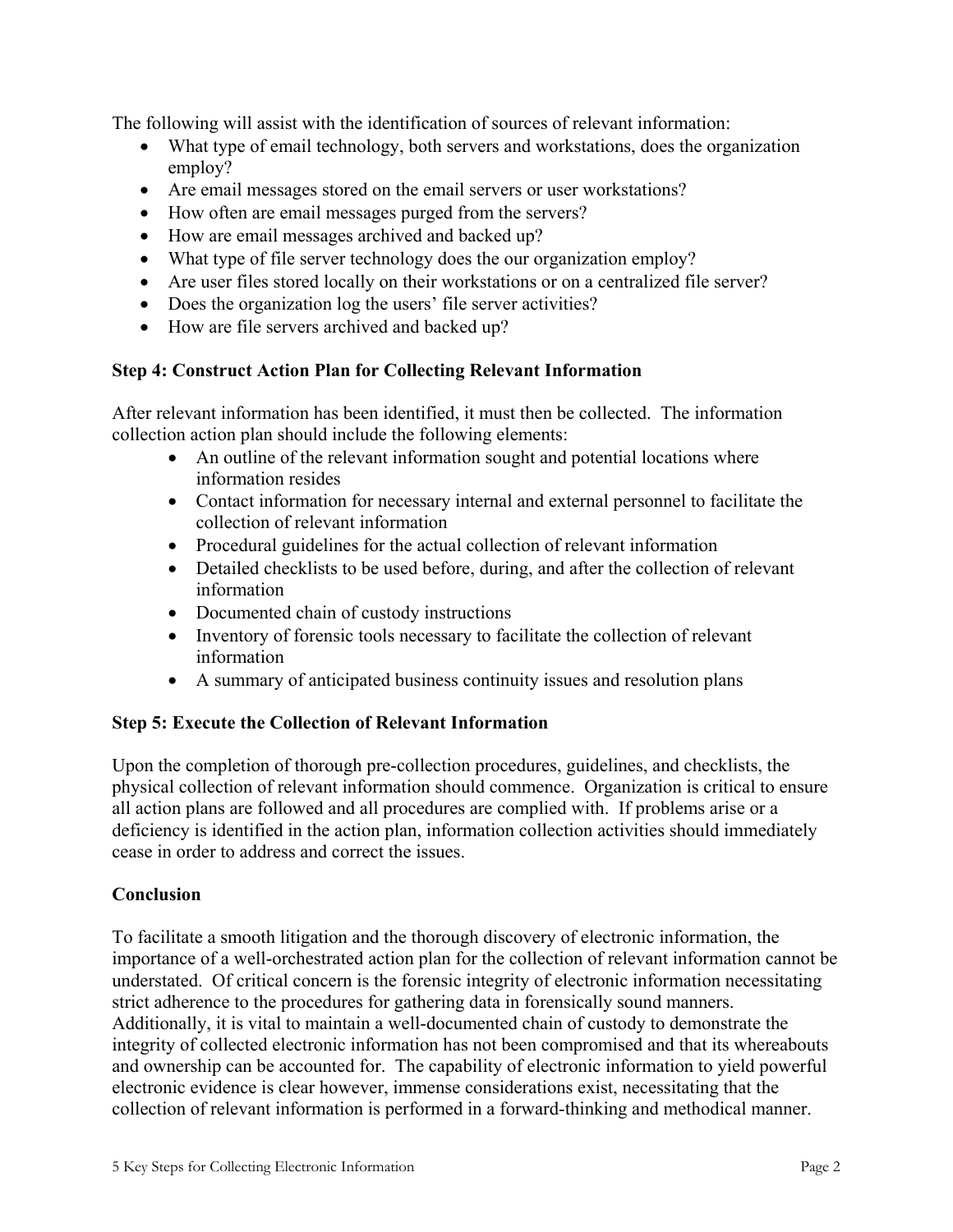The following will assist with the identification of sources of relevant information:

- What type of email technology, both servers and workstations, does the organization employ?
- Are email messages stored on the email servers or user workstations?
- How often are email messages purged from the servers?
- How are email messages archived and backed up?
- What type of file server technology does the our organization employ?
- Are user files stored locally on their workstations or on a centralized file server?
- Does the organization log the users' file server activities?
- How are file servers archived and backed up?

**Step 4: Construct Action Plan for Collecting Relevant Information**

After relevant information has been identified, it must then be collected. The information collection action plan should include the following elements:

- An outline of the relevant information sought and potential locations where information resides
- Contact information for necessary internal and external personnel to facilitate the collection of relevant information
- Procedural guidelines for the actual collection of relevant information
- Detailed checklists to be used before, during, and after the collection of relevant information
- Documented chain of custody instructions
- Inventory of forensic tools necessary to facilitate the collection of relevant information
- A summary of anticipated business continuity issues and resolution plans

**Step 5: Execute the Collection of Relevant Information**

Upon the completion of thorough pre-collection procedures, guidelines, and checklists, the physical collection of relevant information should commence. Organization is critical to ensure all action plans are followed and all procedures are complied with. If problems arise or a deficiency is identified in the action plan, information collection activities should immediately cease in order to address and correct the issues.

**Conclusion**

To facilitate a smooth litigation and the thorough discovery of electronic information, the importance of a well-orchestrated action plan for the collection of relevant information cannot be understated. Of critical concern is the forensic integrity of electronic information necessitating strict adherence to the procedures for gathering data in forensically sound manners. Additionally, it is vital to maintain a well-documented chain of custody to demonstrate the integrity of collected electronic information has not been compromised and that its whereabouts and ownership can be accounted for. The capability of electronic information to yield powerful electronic evidence is clear however, immense considerations exist, necessitating that the collection of relevant information is performed in a forward-thinking and methodical manner.